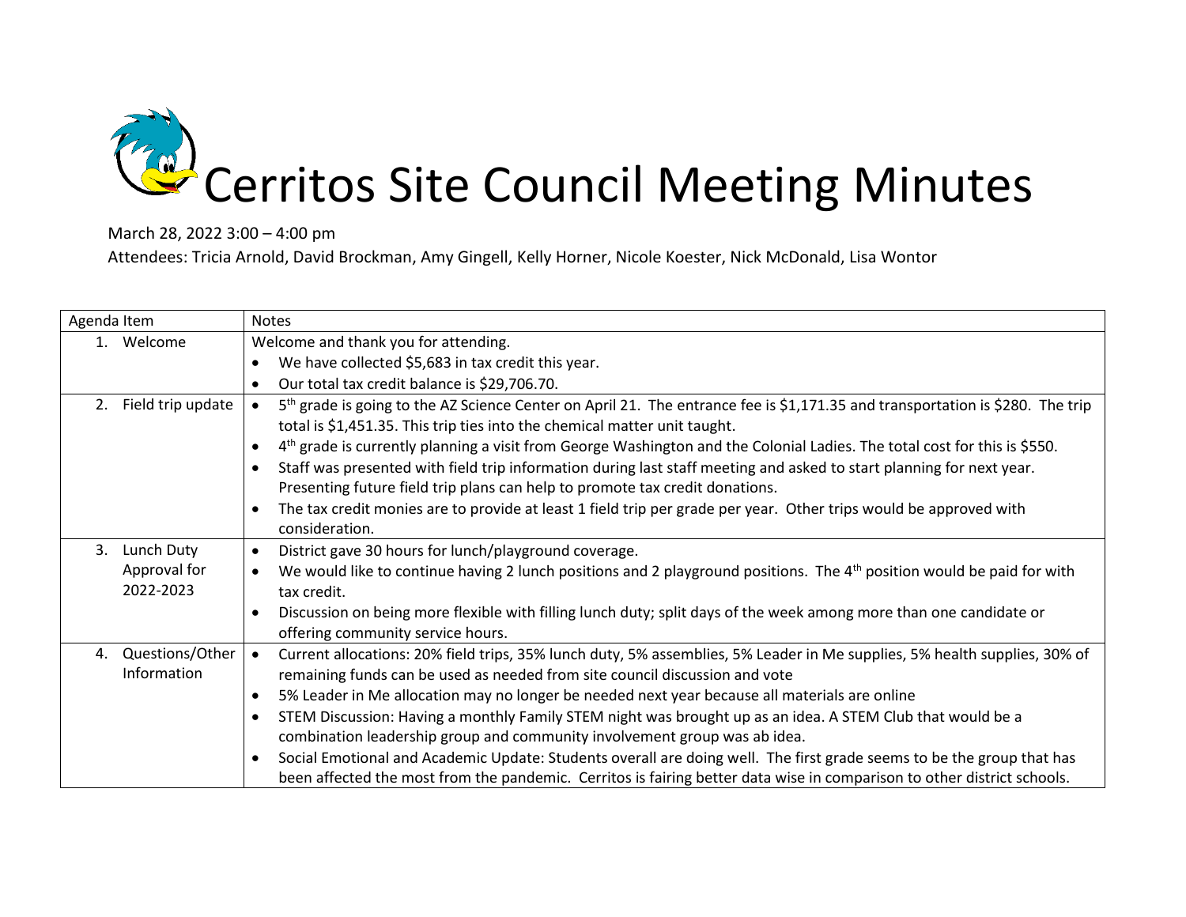# Cerritos Site Council Meeting Minutes

March 28, 2022 3:00 – 4:00 pm

Attendees: Tricia Arnold, David Brockman, Amy Gingell, Kelly Horner, Nicole Koester, Nick McDonald, Lisa Wontor

| Agenda Item | Notes |
|---|---|
| 1. Welcome | Welcome and thank you for attending.<br>• We have collected $5,683 in tax credit this year.<br>• Our total tax credit balance is $29,706.70. |
| 2. Field trip update | • 5th grade is going to the AZ Science Center on April 21. The entrance fee is $1,171.35 and transportation is $280. The trip total is $1,451.35. This trip ties into the chemical matter unit taught.<br>• 4th grade is currently planning a visit from George Washington and the Colonial Ladies. The total cost for this is $550.<br>• Staff was presented with field trip information during last staff meeting and asked to start planning for next year. Presenting future field trip plans can help to promote tax credit donations.<br>• The tax credit monies are to provide at least 1 field trip per grade per year. Other trips would be approved with consideration. |
| 3. Lunch Duty Approval for 2022-2023 | • District gave 30 hours for lunch/playground coverage.<br>• We would like to continue having 2 lunch positions and 2 playground positions. The 4th position would be paid for with tax credit.<br>• Discussion on being more flexible with filling lunch duty; split days of the week among more than one candidate or offering community service hours. |
| 4. Questions/Other Information | • Current allocations: 20% field trips, 35% lunch duty, 5% assemblies, 5% Leader in Me supplies, 5% health supplies, 30% of remaining funds can be used as needed from site council discussion and vote<br>• 5% Leader in Me allocation may no longer be needed next year because all materials are online<br>• STEM Discussion: Having a monthly Family STEM night was brought up as an idea. A STEM Club that would be a combination leadership group and community involvement group was ab idea.<br>• Social Emotional and Academic Update: Students overall are doing well. The first grade seems to be the group that has been affected the most from the pandemic. Cerritos is fairing better data wise in comparison to other district schools. |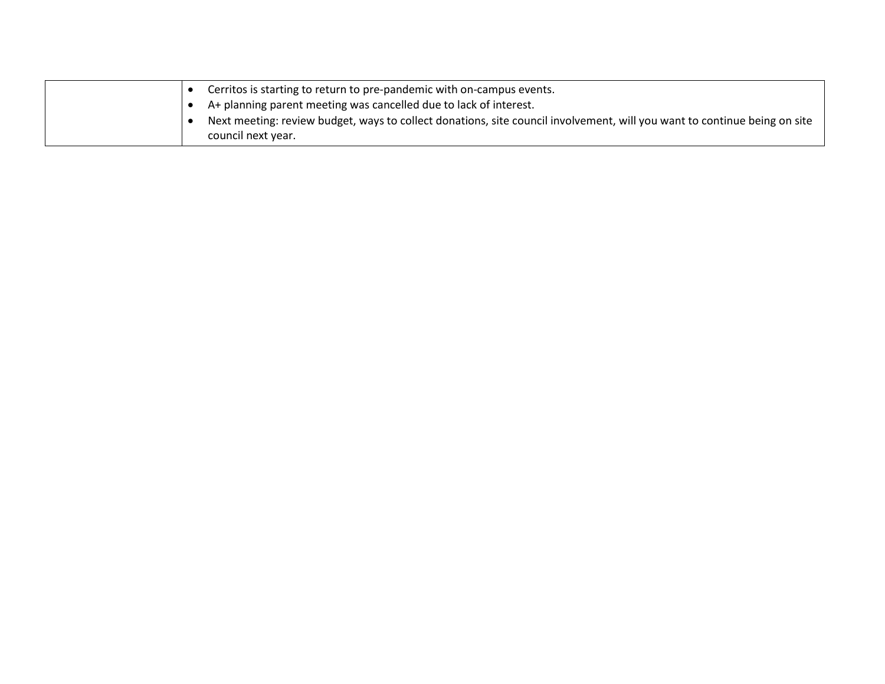| | |
|---|---|
| | • Cerritos is starting to return to pre-pandemic with on-campus events.<br>• A+ planning parent meeting was cancelled due to lack of interest.<br>• Next meeting: review budget, ways to collect donations, site council involvement, will you want to continue being on site council next year. |